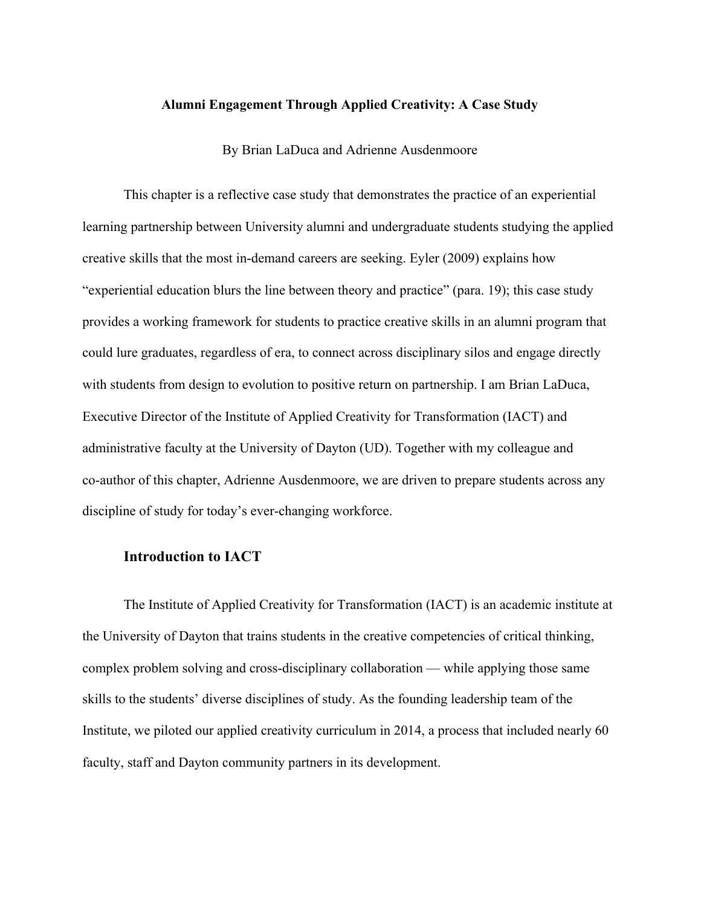# Alumni Engagement Through Applied Creativity: A Case Study

By Brian LaDuca and Adrienne Ausdenmoore

This chapter is a reflective case study that demonstrates the practice of an experiential learning partnership between University alumni and undergraduate students studying the applied creative skills that the most in-demand careers are seeking. Eyler (2009) explains how "experiential education blurs the line between theory and practice" (para. 19); this case study provides a working framework for students to practice creative skills in an alumni program that could lure graduates, regardless of era, to connect across disciplinary silos and engage directly with students from design to evolution to positive return on partnership. I am Brian LaDuca, Executive Director of the Institute of Applied Creativity for Transformation (IACT) and administrative faculty at the University of Dayton (UD). Together with my colleague and co-author of this chapter, Adrienne Ausdenmoore, we are driven to prepare students across any discipline of study for today's ever-changing workforce.

## Introduction to IACT

The Institute of Applied Creativity for Transformation (IACT) is an academic institute at the University of Dayton that trains students in the creative competencies of critical thinking, complex problem solving and cross-disciplinary collaboration — while applying those same skills to the students' diverse disciplines of study. As the founding leadership team of the Institute, we piloted our applied creativity curriculum in 2014, a process that included nearly 60 faculty, staff and Dayton community partners in its development.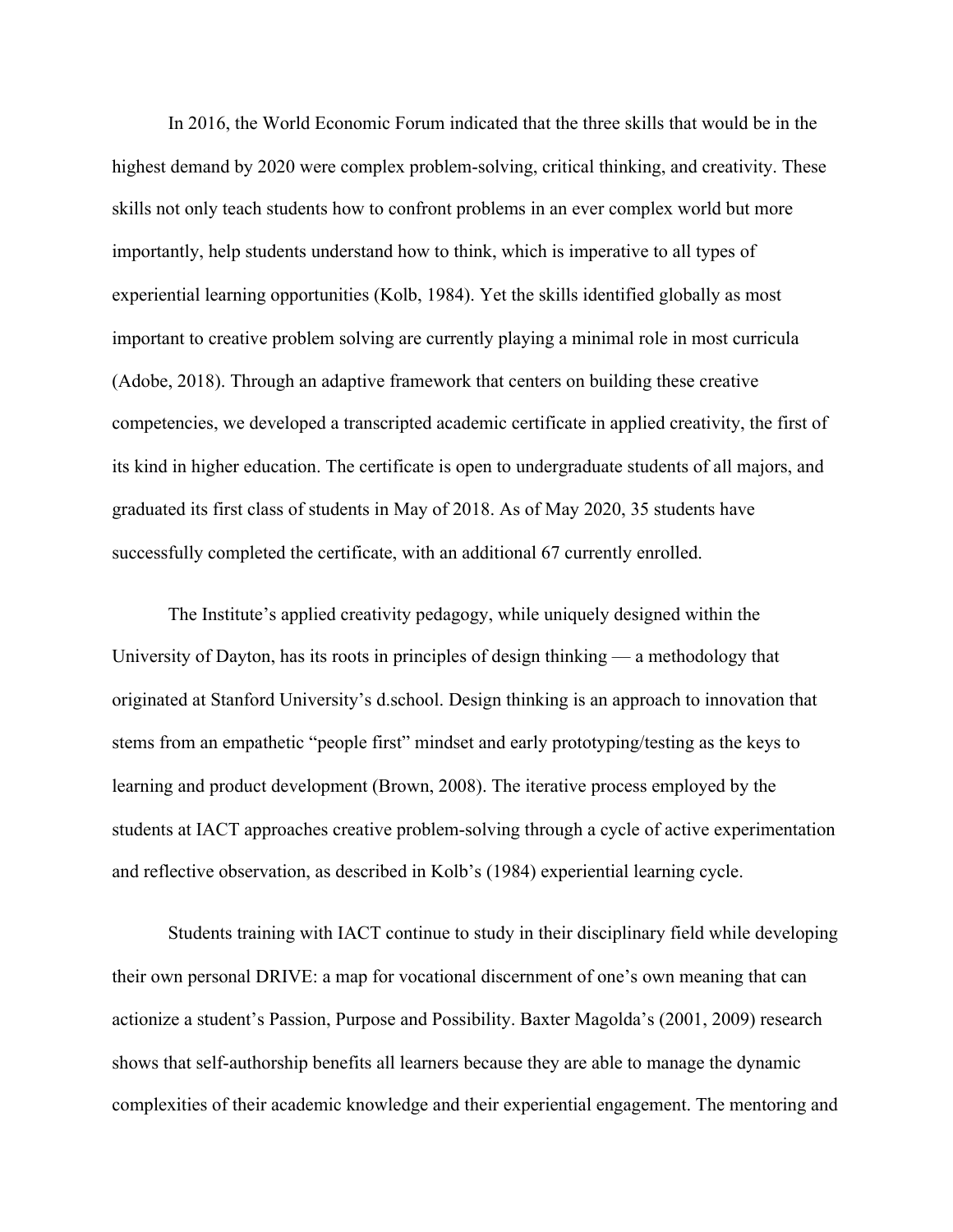In 2016, the World Economic Forum indicated that the three skills that would be in the highest demand by 2020 were complex problem-solving, critical thinking, and creativity. These skills not only teach students how to confront problems in an ever complex world but more importantly, help students understand how to think, which is imperative to all types of experiential learning opportunities (Kolb, 1984). Yet the skills identified globally as most important to creative problem solving are currently playing a minimal role in most curricula (Adobe, 2018). Through an adaptive framework that centers on building these creative competencies, we developed a transcripted academic certificate in applied creativity, the first of its kind in higher education. The certificate is open to undergraduate students of all majors, and graduated its first class of students in May of 2018. As of May 2020, 35 students have successfully completed the certificate, with an additional 67 currently enrolled.

The Institute's applied creativity pedagogy, while uniquely designed within the University of Dayton, has its roots in principles of design thinking — a methodology that originated at Stanford University's d.school. Design thinking is an approach to innovation that stems from an empathetic "people first" mindset and early prototyping/testing as the keys to learning and product development (Brown, 2008). The iterative process employed by the students at IACT approaches creative problem-solving through a cycle of active experimentation and reflective observation, as described in Kolb's (1984) experiential learning cycle.

Students training with IACT continue to study in their disciplinary field while developing their own personal DRIVE: a map for vocational discernment of one's own meaning that can actionize a student's Passion, Purpose and Possibility. Baxter Magolda's (2001, 2009) research shows that self-authorship benefits all learners because they are able to manage the dynamic complexities of their academic knowledge and their experiential engagement. The mentoring and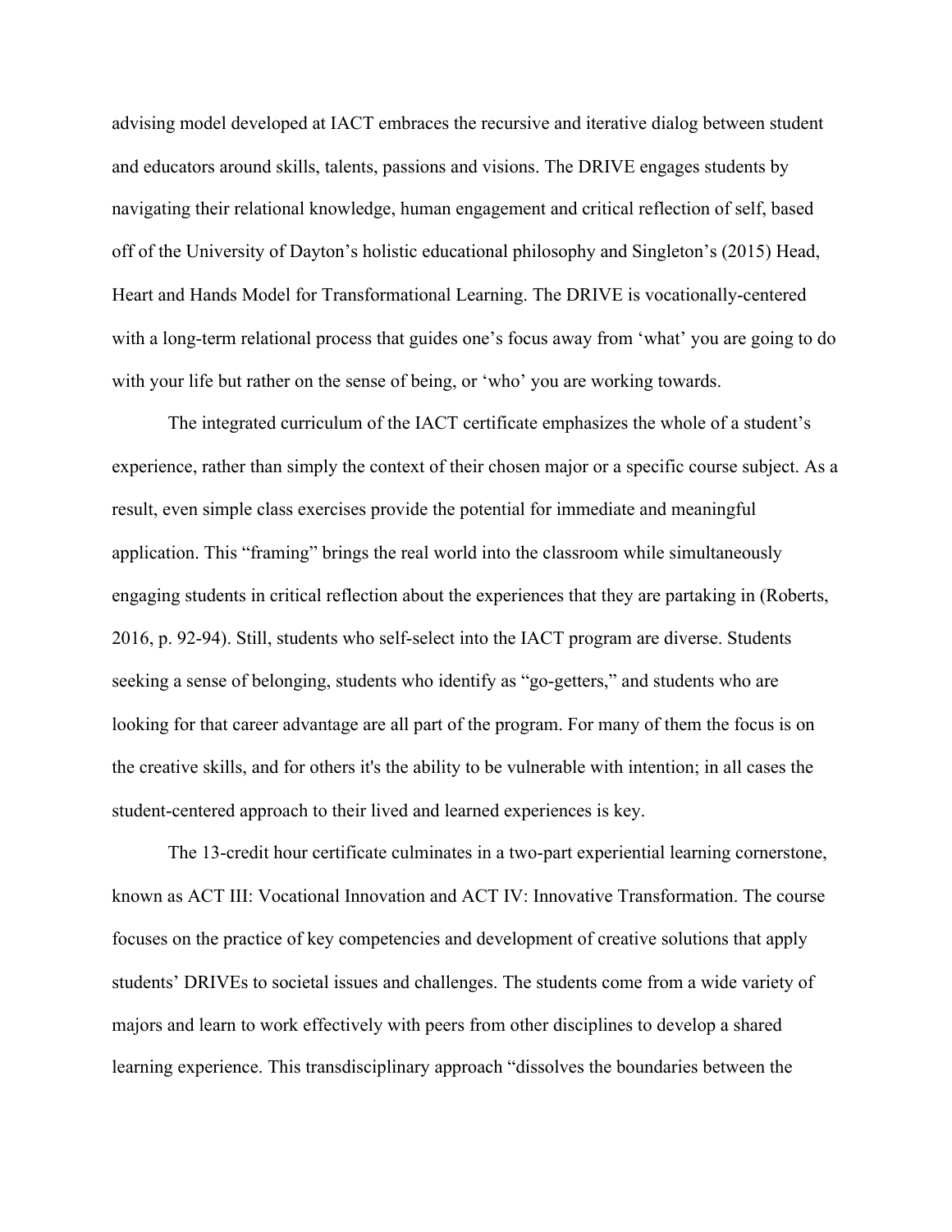advising model developed at IACT embraces the recursive and iterative dialog between student and educators around skills, talents, passions and visions. The DRIVE engages students by navigating their relational knowledge, human engagement and critical reflection of self, based off of the University of Dayton's holistic educational philosophy and Singleton's (2015) Head, Heart and Hands Model for Transformational Learning. The DRIVE is vocationally-centered with a long-term relational process that guides one's focus away from 'what' you are going to do with your life but rather on the sense of being, or 'who' you are working towards.

The integrated curriculum of the IACT certificate emphasizes the whole of a student's experience, rather than simply the context of their chosen major or a specific course subject. As a result, even simple class exercises provide the potential for immediate and meaningful application. This "framing" brings the real world into the classroom while simultaneously engaging students in critical reflection about the experiences that they are partaking in (Roberts, 2016, p. 92-94). Still, students who self-select into the IACT program are diverse. Students seeking a sense of belonging, students who identify as "go-getters," and students who are looking for that career advantage are all part of the program. For many of them the focus is on the creative skills, and for others it's the ability to be vulnerable with intention; in all cases the student-centered approach to their lived and learned experiences is key.

The 13-credit hour certificate culminates in a two-part experiential learning cornerstone, known as ACT III: Vocational Innovation and ACT IV: Innovative Transformation. The course focuses on the practice of key competencies and development of creative solutions that apply students' DRIVEs to societal issues and challenges. The students come from a wide variety of majors and learn to work effectively with peers from other disciplines to develop a shared learning experience. This transdisciplinary approach "dissolves the boundaries between the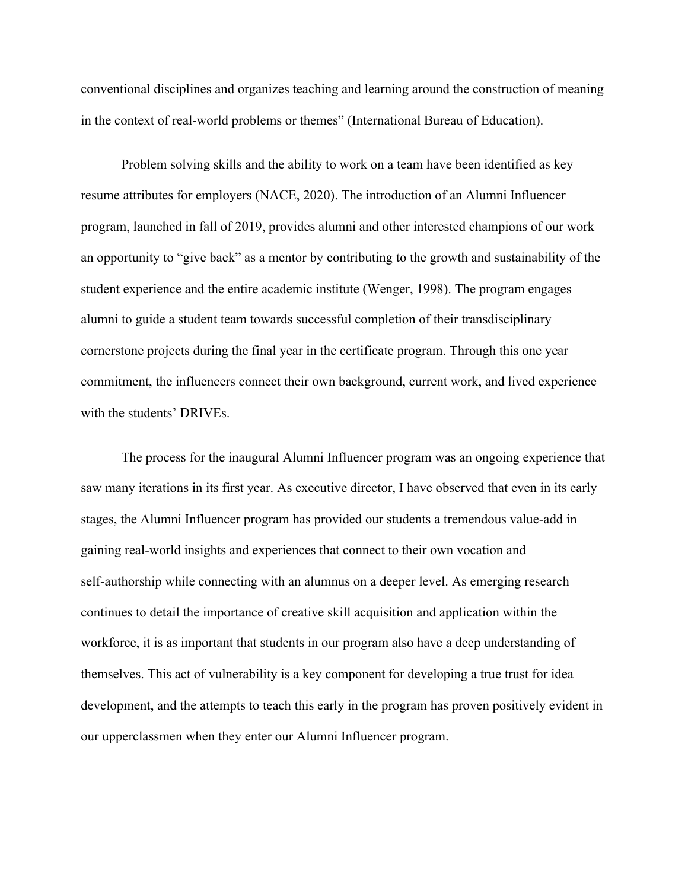conventional disciplines and organizes teaching and learning around the construction of meaning in the context of real-world problems or themes" (International Bureau of Education).

Problem solving skills and the ability to work on a team have been identified as key resume attributes for employers (NACE, 2020). The introduction of an Alumni Influencer program, launched in fall of 2019, provides alumni and other interested champions of our work an opportunity to "give back" as a mentor by contributing to the growth and sustainability of the student experience and the entire academic institute (Wenger, 1998). The program engages alumni to guide a student team towards successful completion of their transdisciplinary cornerstone projects during the final year in the certificate program. Through this one year commitment, the influencers connect their own background, current work, and lived experience with the students' DRIVEs.

The process for the inaugural Alumni Influencer program was an ongoing experience that saw many iterations in its first year. As executive director, I have observed that even in its early stages, the Alumni Influencer program has provided our students a tremendous value-add in gaining real-world insights and experiences that connect to their own vocation and self-authorship while connecting with an alumnus on a deeper level. As emerging research continues to detail the importance of creative skill acquisition and application within the workforce, it is as important that students in our program also have a deep understanding of themselves. This act of vulnerability is a key component for developing a true trust for idea development, and the attempts to teach this early in the program has proven positively evident in our upperclassmen when they enter our Alumni Influencer program.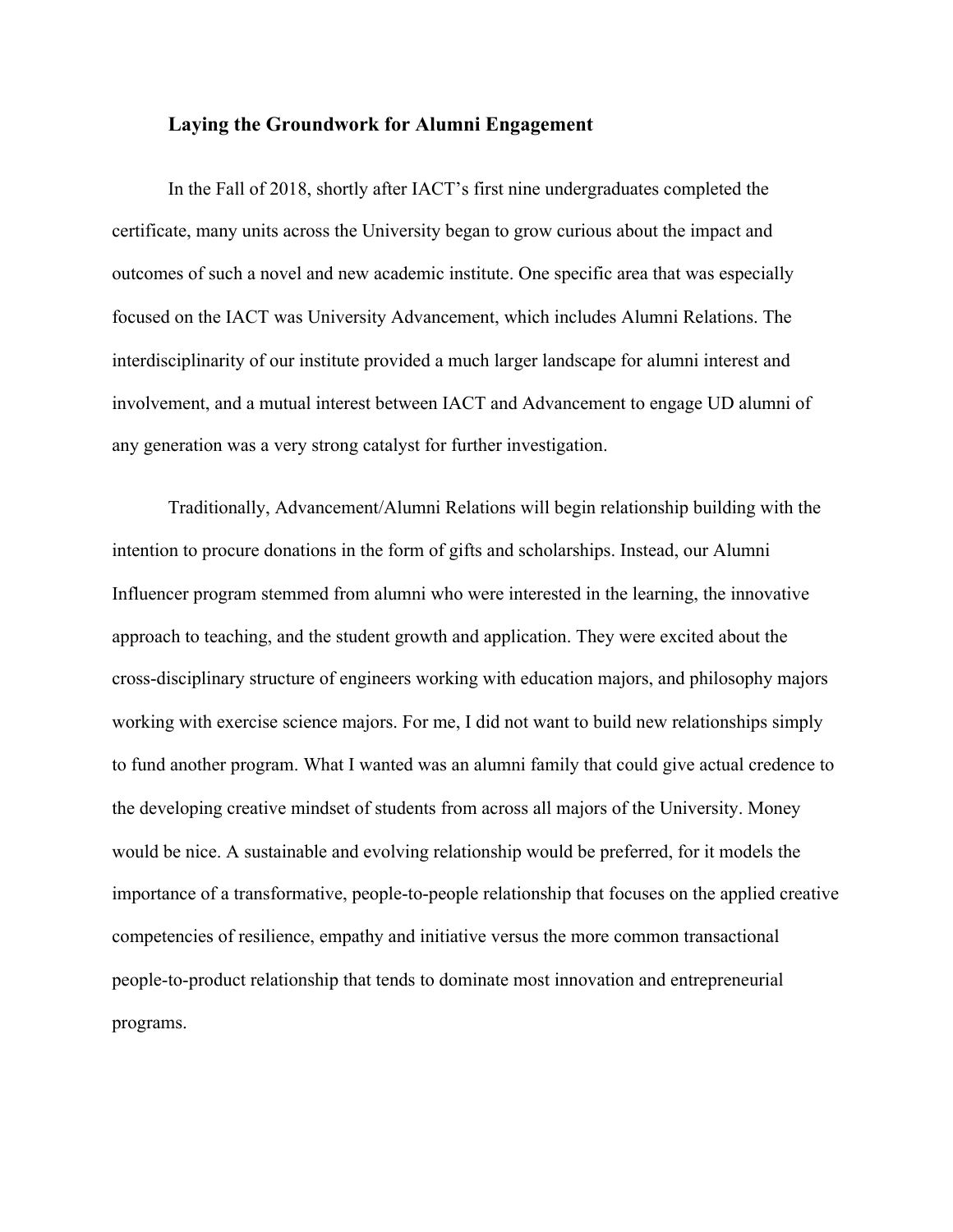### Laying the Groundwork for Alumni Engagement

In the Fall of 2018, shortly after IACT's first nine undergraduates completed the certificate, many units across the University began to grow curious about the impact and outcomes of such a novel and new academic institute. One specific area that was especially focused on the IACT was University Advancement, which includes Alumni Relations. The interdisciplinarity of our institute provided a much larger landscape for alumni interest and involvement, and a mutual interest between IACT and Advancement to engage UD alumni of any generation was a very strong catalyst for further investigation.

Traditionally, Advancement/Alumni Relations will begin relationship building with the intention to procure donations in the form of gifts and scholarships. Instead, our Alumni Influencer program stemmed from alumni who were interested in the learning, the innovative approach to teaching, and the student growth and application. They were excited about the cross-disciplinary structure of engineers working with education majors, and philosophy majors working with exercise science majors. For me, I did not want to build new relationships simply to fund another program. What I wanted was an alumni family that could give actual credence to the developing creative mindset of students from across all majors of the University. Money would be nice. A sustainable and evolving relationship would be preferred, for it models the importance of a transformative, people-to-people relationship that focuses on the applied creative competencies of resilience, empathy and initiative versus the more common transactional people-to-product relationship that tends to dominate most innovation and entrepreneurial programs.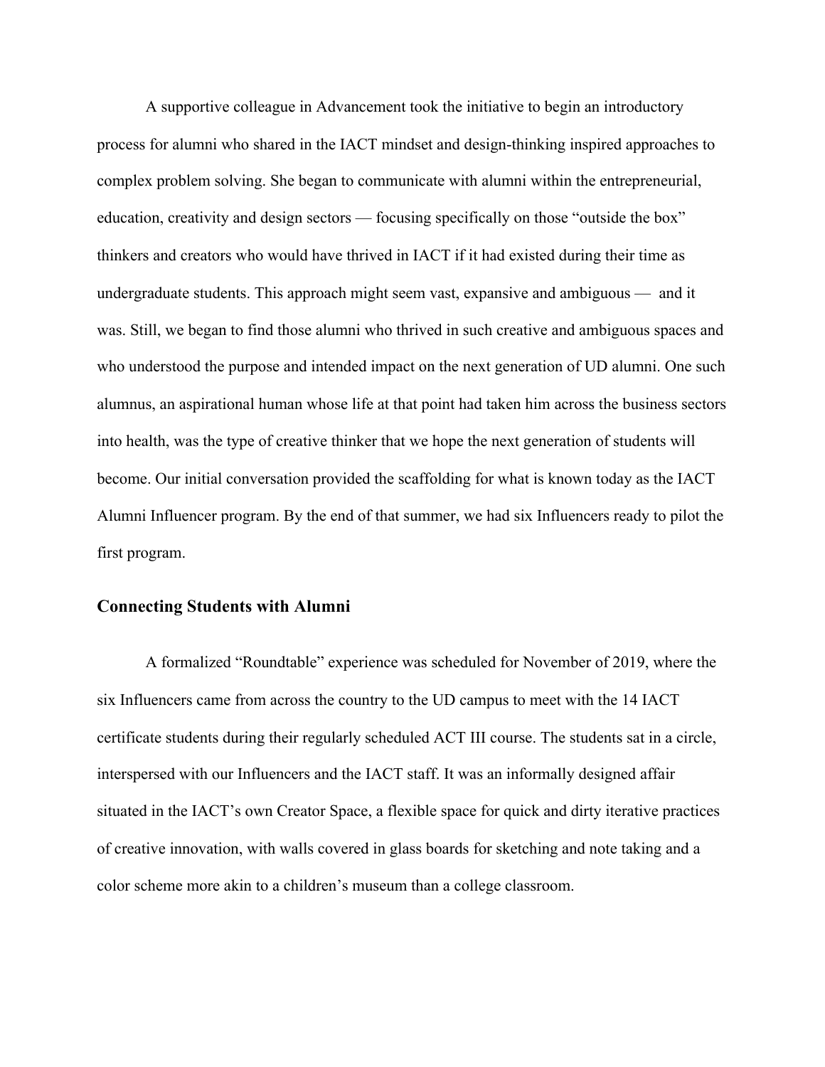A supportive colleague in Advancement took the initiative to begin an introductory process for alumni who shared in the IACT mindset and design-thinking inspired approaches to complex problem solving. She began to communicate with alumni within the entrepreneurial, education, creativity and design sectors — focusing specifically on those "outside the box" thinkers and creators who would have thrived in IACT if it had existed during their time as undergraduate students. This approach might seem vast, expansive and ambiguous — and it was. Still, we began to find those alumni who thrived in such creative and ambiguous spaces and who understood the purpose and intended impact on the next generation of UD alumni. One such alumnus, an aspirational human whose life at that point had taken him across the business sectors into health, was the type of creative thinker that we hope the next generation of students will become. Our initial conversation provided the scaffolding for what is known today as the IACT Alumni Influencer program. By the end of that summer, we had six Influencers ready to pilot the first program.

## Connecting Students with Alumni

A formalized "Roundtable" experience was scheduled for November of 2019, where the six Influencers came from across the country to the UD campus to meet with the 14 IACT certificate students during their regularly scheduled ACT III course. The students sat in a circle, interspersed with our Influencers and the IACT staff. It was an informally designed affair situated in the IACT's own Creator Space, a flexible space for quick and dirty iterative practices of creative innovation, with walls covered in glass boards for sketching and note taking and a color scheme more akin to a children's museum than a college classroom.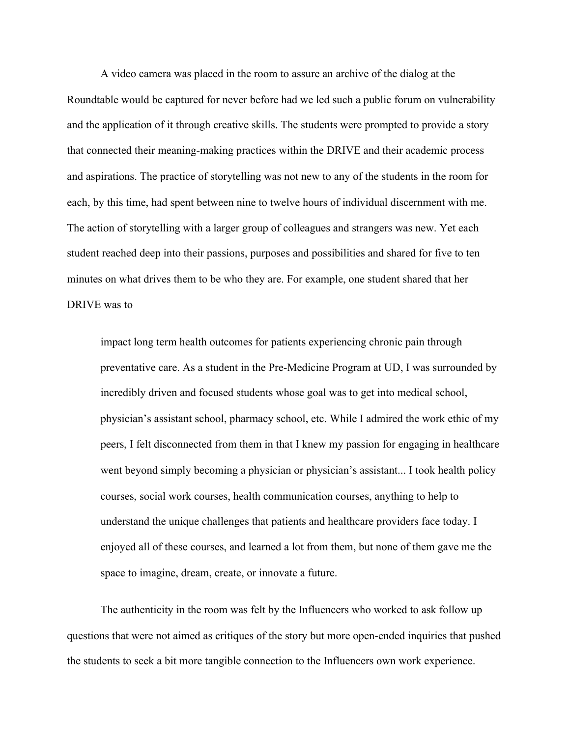A video camera was placed in the room to assure an archive of the dialog at the Roundtable would be captured for never before had we led such a public forum on vulnerability and the application of it through creative skills. The students were prompted to provide a story that connected their meaning-making practices within the DRIVE and their academic process and aspirations. The practice of storytelling was not new to any of the students in the room for each, by this time, had spent between nine to twelve hours of individual discernment with me. The action of storytelling with a larger group of colleagues and strangers was new. Yet each student reached deep into their passions, purposes and possibilities and shared for five to ten minutes on what drives them to be who they are. For example, one student shared that her DRIVE was to

> impact long term health outcomes for patients experiencing chronic pain through preventative care. As a student in the Pre-Medicine Program at UD, I was surrounded by incredibly driven and focused students whose goal was to get into medical school, physician's assistant school, pharmacy school, etc. While I admired the work ethic of my peers, I felt disconnected from them in that I knew my passion for engaging in healthcare went beyond simply becoming a physician or physician's assistant... I took health policy courses, social work courses, health communication courses, anything to help to understand the unique challenges that patients and healthcare providers face today. I enjoyed all of these courses, and learned a lot from them, but none of them gave me the space to imagine, dream, create, or innovate a future.

The authenticity in the room was felt by the Influencers who worked to ask follow up questions that were not aimed as critiques of the story but more open-ended inquiries that pushed the students to seek a bit more tangible connection to the Influencers own work experience.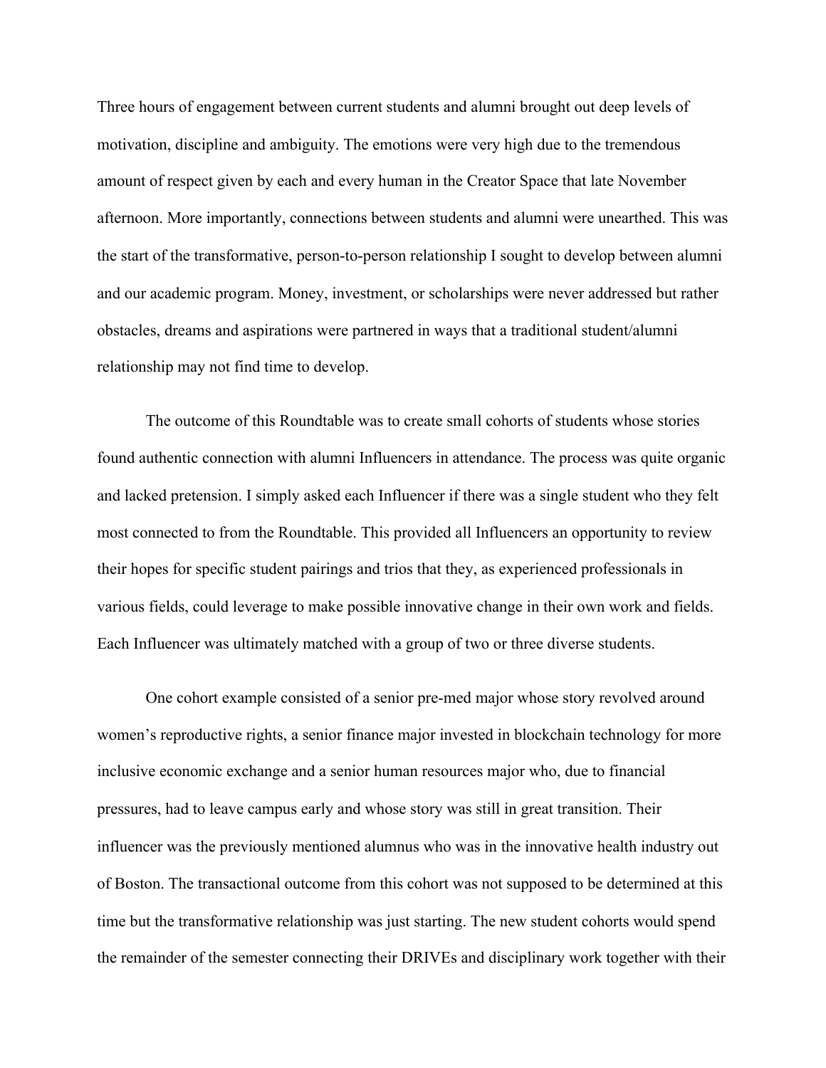Three hours of engagement between current students and alumni brought out deep levels of motivation, discipline and ambiguity. The emotions were very high due to the tremendous amount of respect given by each and every human in the Creator Space that late November afternoon. More importantly, connections between students and alumni were unearthed. This was the start of the transformative, person-to-person relationship I sought to develop between alumni and our academic program. Money, investment, or scholarships were never addressed but rather obstacles, dreams and aspirations were partnered in ways that a traditional student/alumni relationship may not find time to develop.

The outcome of this Roundtable was to create small cohorts of students whose stories found authentic connection with alumni Influencers in attendance. The process was quite organic and lacked pretension. I simply asked each Influencer if there was a single student who they felt most connected to from the Roundtable. This provided all Influencers an opportunity to review their hopes for specific student pairings and trios that they, as experienced professionals in various fields, could leverage to make possible innovative change in their own work and fields. Each Influencer was ultimately matched with a group of two or three diverse students.

One cohort example consisted of a senior pre-med major whose story revolved around women's reproductive rights, a senior finance major invested in blockchain technology for more inclusive economic exchange and a senior human resources major who, due to financial pressures, had to leave campus early and whose story was still in great transition. Their influencer was the previously mentioned alumnus who was in the innovative health industry out of Boston. The transactional outcome from this cohort was not supposed to be determined at this time but the transformative relationship was just starting. The new student cohorts would spend the remainder of the semester connecting their DRIVEs and disciplinary work together with their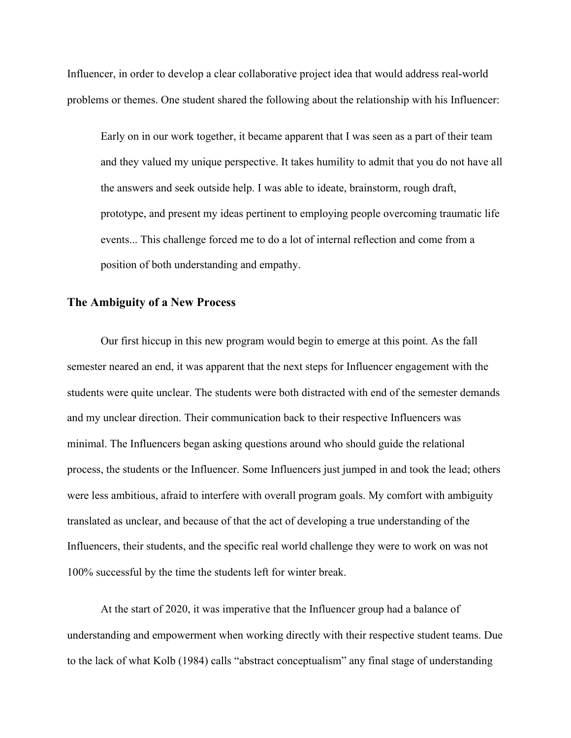Influencer, in order to develop a clear collaborative project idea that would address real-world problems or themes. One student shared the following about the relationship with his Influencer:

> Early on in our work together, it became apparent that I was seen as a part of their team and they valued my unique perspective. It takes humility to admit that you do not have all the answers and seek outside help. I was able to ideate, brainstorm, rough draft, prototype, and present my ideas pertinent to employing people overcoming traumatic life events... This challenge forced me to do a lot of internal reflection and come from a position of both understanding and empathy.

### The Ambiguity of a New Process

Our first hiccup in this new program would begin to emerge at this point. As the fall semester neared an end, it was apparent that the next steps for Influencer engagement with the students were quite unclear. The students were both distracted with end of the semester demands and my unclear direction. Their communication back to their respective Influencers was minimal. The Influencers began asking questions around who should guide the relational process, the students or the Influencer. Some Influencers just jumped in and took the lead; others were less ambitious, afraid to interfere with overall program goals. My comfort with ambiguity translated as unclear, and because of that the act of developing a true understanding of the Influencers, their students, and the specific real world challenge they were to work on was not 100% successful by the time the students left for winter break.

At the start of 2020, it was imperative that the Influencer group had a balance of understanding and empowerment when working directly with their respective student teams. Due to the lack of what Kolb (1984) calls "abstract conceptualism" any final stage of understanding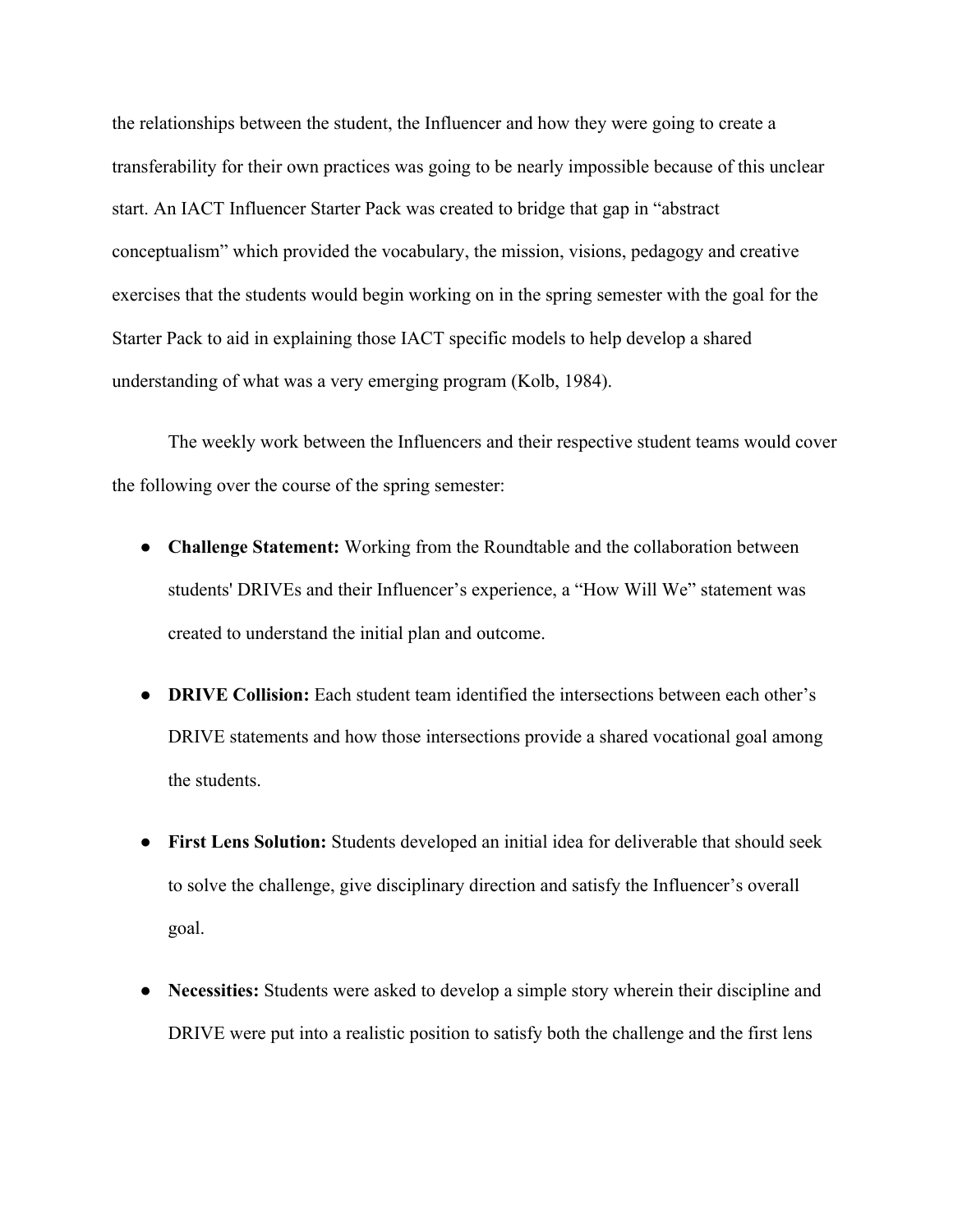the relationships between the student, the Influencer and how they were going to create a transferability for their own practices was going to be nearly impossible because of this unclear start. An IACT Influencer Starter Pack was created to bridge that gap in "abstract conceptualism" which provided the vocabulary, the mission, visions, pedagogy and creative exercises that the students would begin working on in the spring semester with the goal for the Starter Pack to aid in explaining those IACT specific models to help develop a shared understanding of what was a very emerging program (Kolb, 1984).

The weekly work between the Influencers and their respective student teams would cover the following over the course of the spring semester:

- **Challenge Statement:** Working from the Roundtable and the collaboration between students' DRIVEs and their Influencer's experience, a "How Will We" statement was created to understand the initial plan and outcome.
- **DRIVE Collision:** Each student team identified the intersections between each other's DRIVE statements and how those intersections provide a shared vocational goal among the students.
- **First Lens Solution:** Students developed an initial idea for deliverable that should seek to solve the challenge, give disciplinary direction and satisfy the Influencer's overall goal.
- **Necessities:** Students were asked to develop a simple story wherein their discipline and DRIVE were put into a realistic position to satisfy both the challenge and the first lens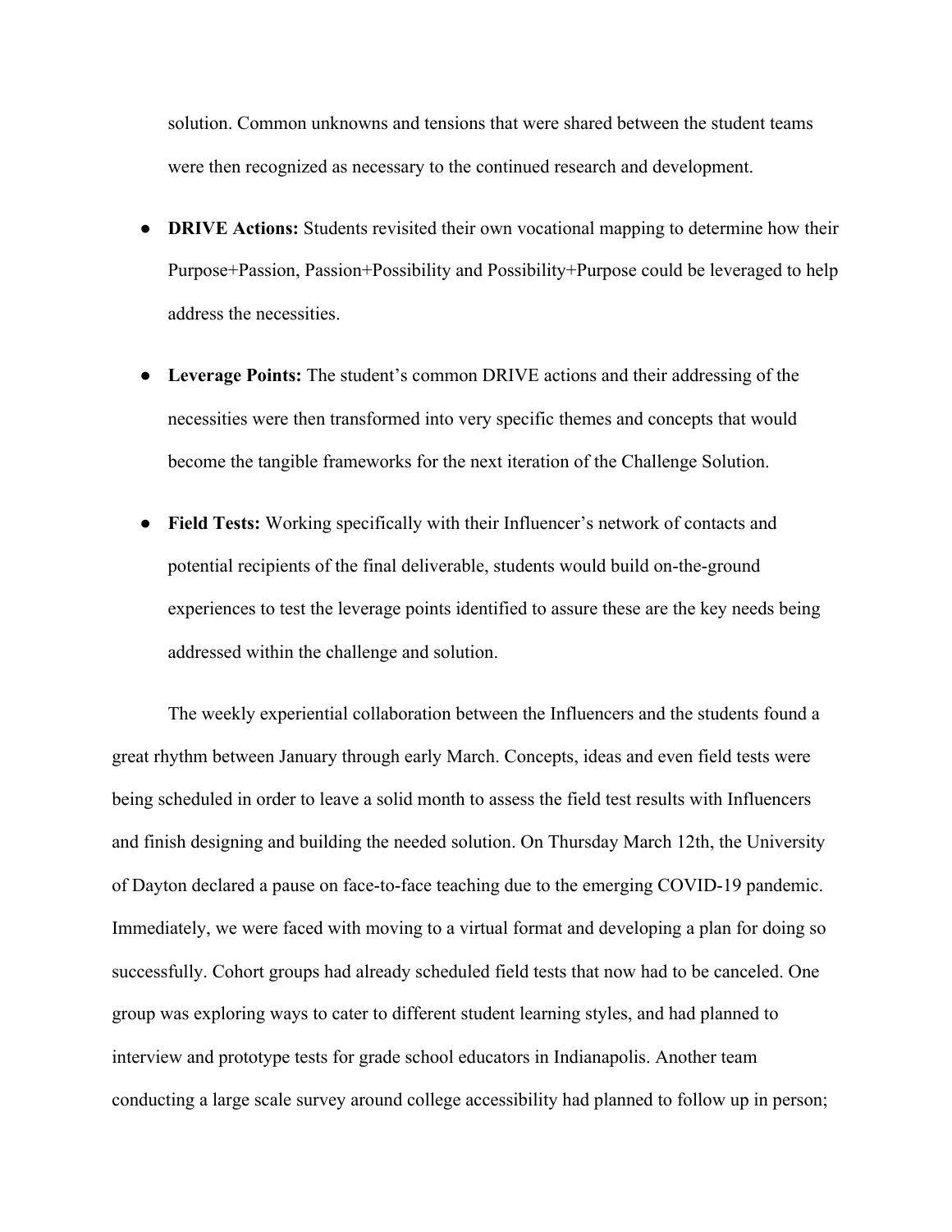solution. Common unknowns and tensions that were shared between the student teams were then recognized as necessary to the continued research and development.

- **DRIVE Actions:** Students revisited their own vocational mapping to determine how their Purpose+Passion, Passion+Possibility and Possibility+Purpose could be leveraged to help address the necessities.
- **Leverage Points:** The student's common DRIVE actions and their addressing of the necessities were then transformed into very specific themes and concepts that would become the tangible frameworks for the next iteration of the Challenge Solution.
- **Field Tests:** Working specifically with their Influencer's network of contacts and potential recipients of the final deliverable, students would build on-the-ground experiences to test the leverage points identified to assure these are the key needs being addressed within the challenge and solution.

The weekly experiential collaboration between the Influencers and the students found a great rhythm between January through early March. Concepts, ideas and even field tests were being scheduled in order to leave a solid month to assess the field test results with Influencers and finish designing and building the needed solution. On Thursday March 12th, the University of Dayton declared a pause on face-to-face teaching due to the emerging COVID-19 pandemic. Immediately, we were faced with moving to a virtual format and developing a plan for doing so successfully. Cohort groups had already scheduled field tests that now had to be canceled. One group was exploring ways to cater to different student learning styles, and had planned to interview and prototype tests for grade school educators in Indianapolis. Another team conducting a large scale survey around college accessibility had planned to follow up in person;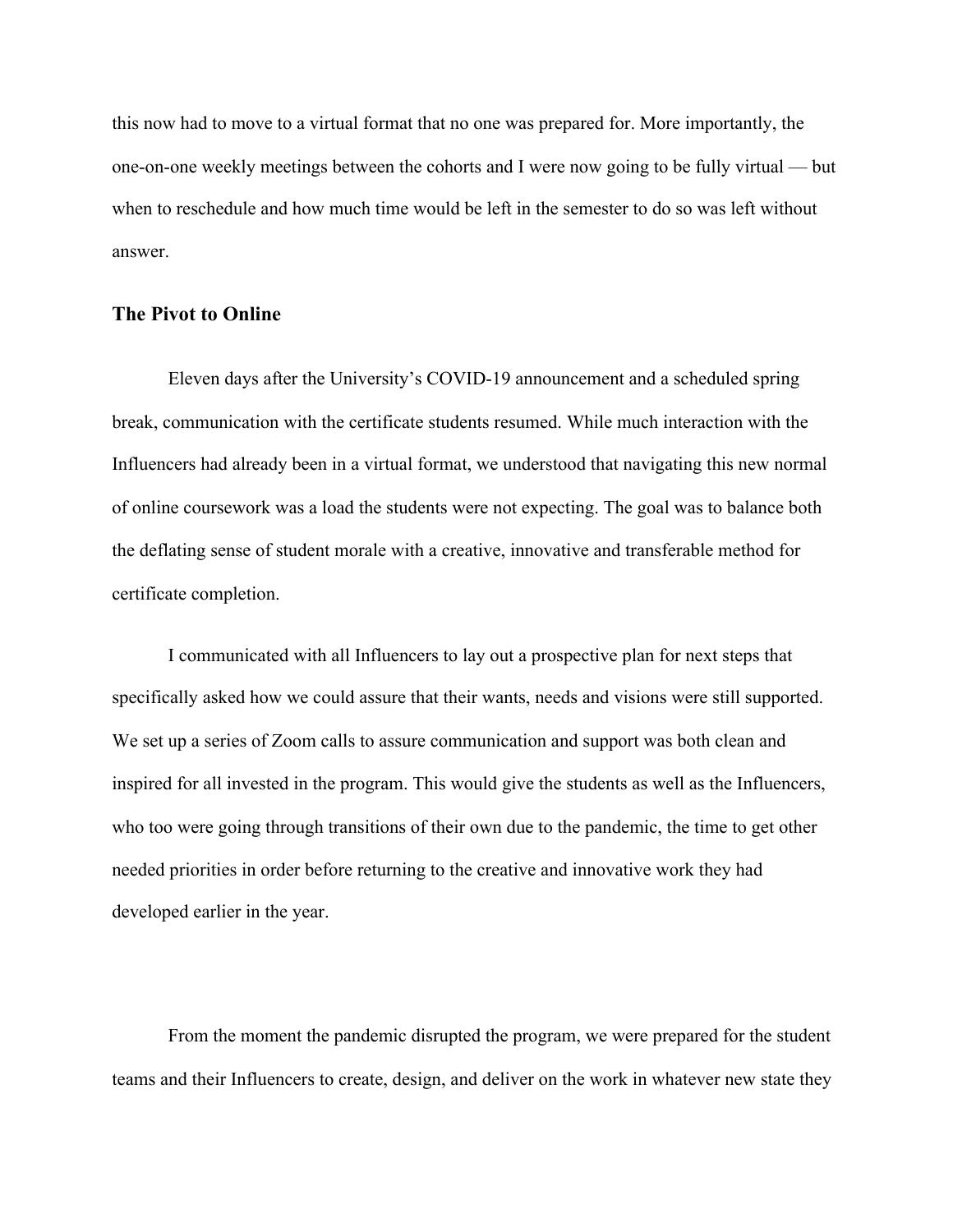this now had to move to a virtual format that no one was prepared for. More importantly, the one-on-one weekly meetings between the cohorts and I were now going to be fully virtual — but when to reschedule and how much time would be left in the semester to do so was left without answer.

### The Pivot to Online

Eleven days after the University's COVID-19 announcement and a scheduled spring break, communication with the certificate students resumed. While much interaction with the Influencers had already been in a virtual format, we understood that navigating this new normal of online coursework was a load the students were not expecting. The goal was to balance both the deflating sense of student morale with a creative, innovative and transferable method for certificate completion.

I communicated with all Influencers to lay out a prospective plan for next steps that specifically asked how we could assure that their wants, needs and visions were still supported. We set up a series of Zoom calls to assure communication and support was both clean and inspired for all invested in the program. This would give the students as well as the Influencers, who too were going through transitions of their own due to the pandemic, the time to get other needed priorities in order before returning to the creative and innovative work they had developed earlier in the year.

From the moment the pandemic disrupted the program, we were prepared for the student teams and their Influencers to create, design, and deliver on the work in whatever new state they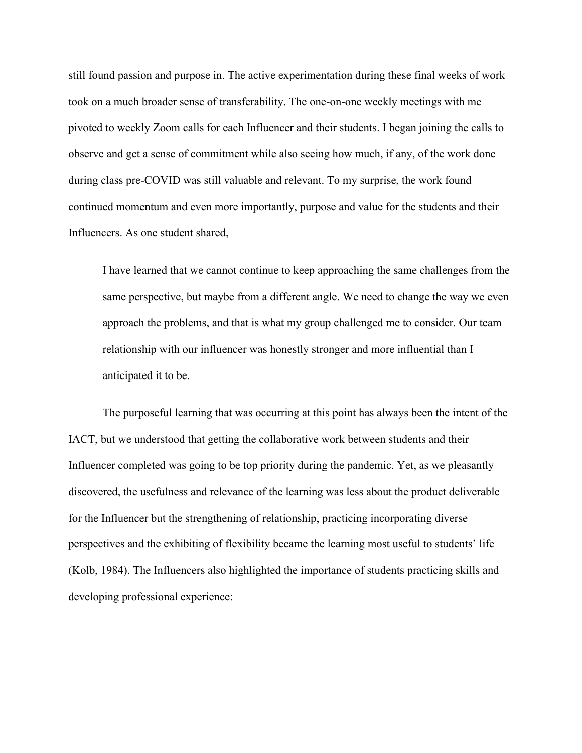still found passion and purpose in. The active experimentation during these final weeks of work took on a much broader sense of transferability. The one-on-one weekly meetings with me pivoted to weekly Zoom calls for each Influencer and their students. I began joining the calls to observe and get a sense of commitment while also seeing how much, if any, of the work done during class pre-COVID was still valuable and relevant. To my surprise, the work found continued momentum and even more importantly, purpose and value for the students and their Influencers. As one student shared,

> I have learned that we cannot continue to keep approaching the same challenges from the same perspective, but maybe from a different angle. We need to change the way we even approach the problems, and that is what my group challenged me to consider. Our team relationship with our influencer was honestly stronger and more influential than I anticipated it to be.

The purposeful learning that was occurring at this point has always been the intent of the IACT, but we understood that getting the collaborative work between students and their Influencer completed was going to be top priority during the pandemic. Yet, as we pleasantly discovered, the usefulness and relevance of the learning was less about the product deliverable for the Influencer but the strengthening of relationship, practicing incorporating diverse perspectives and the exhibiting of flexibility became the learning most useful to students' life (Kolb, 1984). The Influencers also highlighted the importance of students practicing skills and developing professional experience: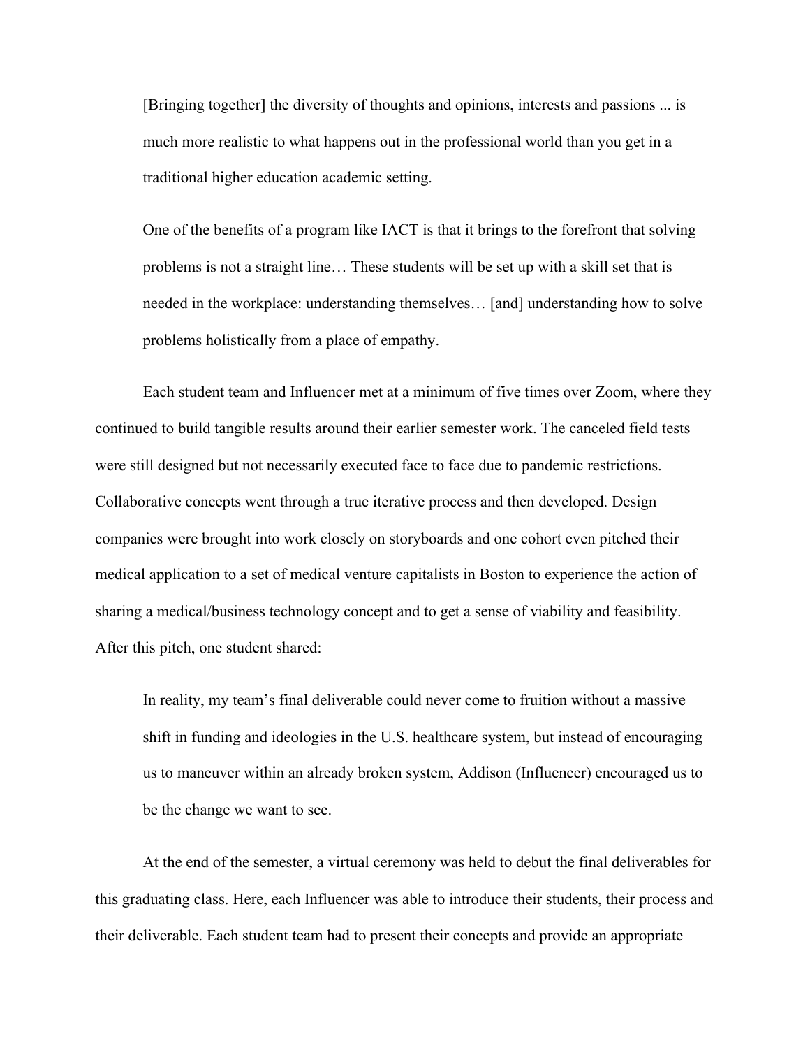> [Bringing together] the diversity of thoughts and opinions, interests and passions ... is much more realistic to what happens out in the professional world than you get in a traditional higher education academic setting.
>
> One of the benefits of a program like IACT is that it brings to the forefront that solving problems is not a straight line… These students will be set up with a skill set that is needed in the workplace: understanding themselves… [and] understanding how to solve problems holistically from a place of empathy.

Each student team and Influencer met at a minimum of five times over Zoom, where they continued to build tangible results around their earlier semester work. The canceled field tests were still designed but not necessarily executed face to face due to pandemic restrictions. Collaborative concepts went through a true iterative process and then developed. Design companies were brought into work closely on storyboards and one cohort even pitched their medical application to a set of medical venture capitalists in Boston to experience the action of sharing a medical/business technology concept and to get a sense of viability and feasibility. After this pitch, one student shared:

> In reality, my team's final deliverable could never come to fruition without a massive shift in funding and ideologies in the U.S. healthcare system, but instead of encouraging us to maneuver within an already broken system, Addison (Influencer) encouraged us to be the change we want to see.

At the end of the semester, a virtual ceremony was held to debut the final deliverables for this graduating class. Here, each Influencer was able to introduce their students, their process and their deliverable. Each student team had to present their concepts and provide an appropriate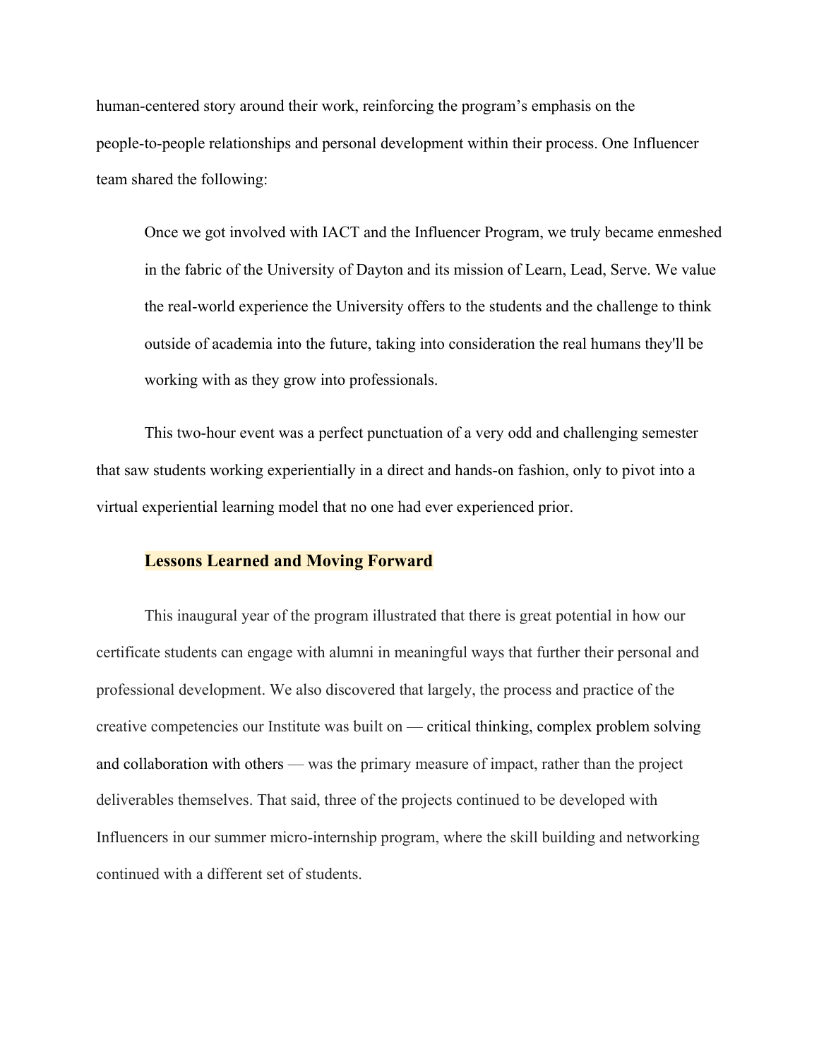human-centered story around their work, reinforcing the program's emphasis on the people-to-people relationships and personal development within their process. One Influencer team shared the following:

> Once we got involved with IACT and the Influencer Program, we truly became enmeshed in the fabric of the University of Dayton and its mission of Learn, Lead, Serve. We value the real-world experience the University offers to the students and the challenge to think outside of academia into the future, taking into consideration the real humans they'll be working with as they grow into professionals.

This two-hour event was a perfect punctuation of a very odd and challenging semester that saw students working experientially in a direct and hands-on fashion, only to pivot into a virtual experiential learning model that no one had ever experienced prior.

## Lessons Learned and Moving Forward

This inaugural year of the program illustrated that there is great potential in how our certificate students can engage with alumni in meaningful ways that further their personal and professional development. We also discovered that largely, the process and practice of the creative competencies our Institute was built on — critical thinking, complex problem solving and collaboration with others — was the primary measure of impact, rather than the project deliverables themselves. That said, three of the projects continued to be developed with Influencers in our summer micro-internship program, where the skill building and networking continued with a different set of students.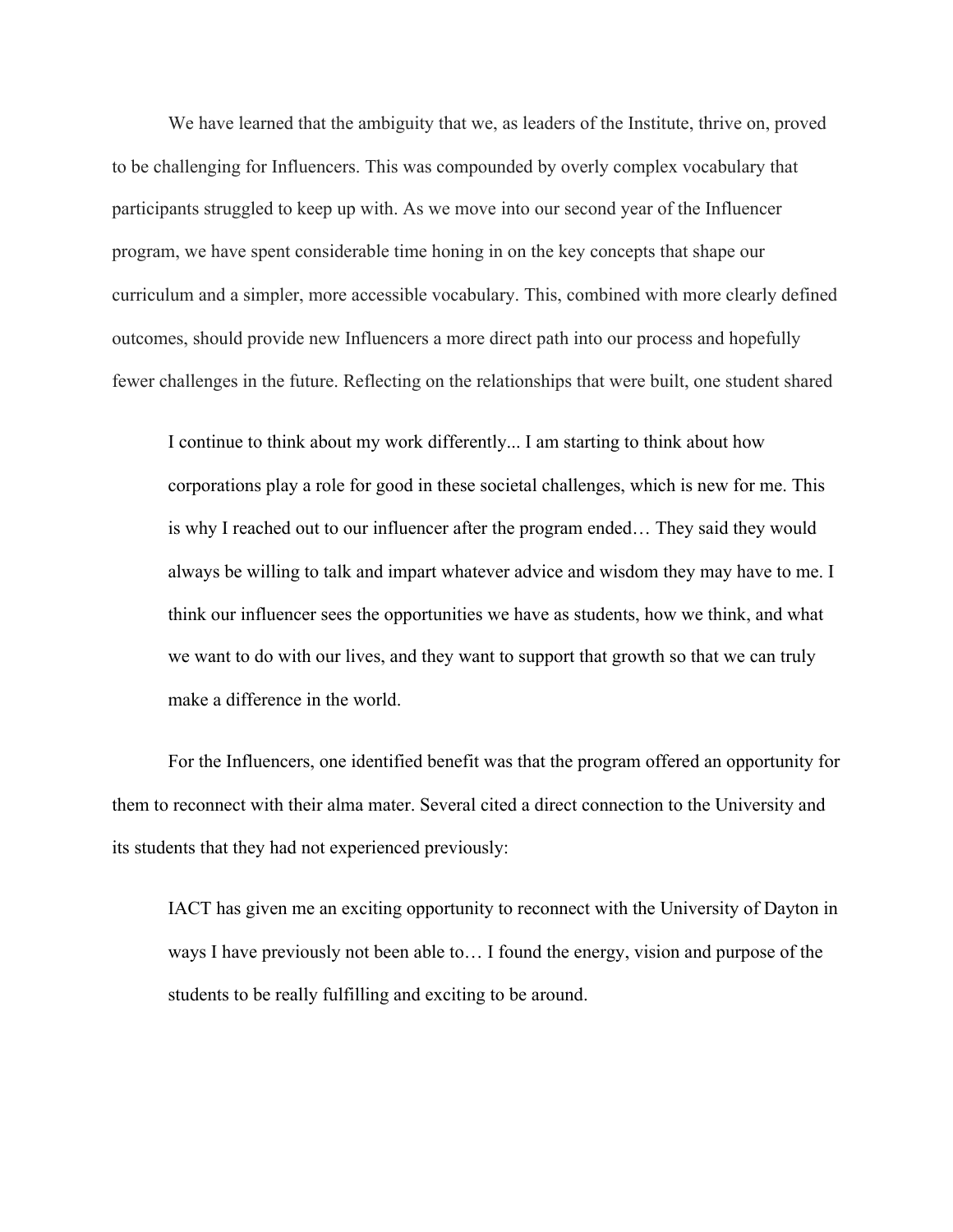We have learned that the ambiguity that we, as leaders of the Institute, thrive on, proved to be challenging for Influencers. This was compounded by overly complex vocabulary that participants struggled to keep up with. As we move into our second year of the Influencer program, we have spent considerable time honing in on the key concepts that shape our curriculum and a simpler, more accessible vocabulary. This, combined with more clearly defined outcomes, should provide new Influencers a more direct path into our process and hopefully fewer challenges in the future. Reflecting on the relationships that were built, one student shared

> I continue to think about my work differently... I am starting to think about how corporations play a role for good in these societal challenges, which is new for me. This is why I reached out to our influencer after the program ended… They said they would always be willing to talk and impart whatever advice and wisdom they may have to me. I think our influencer sees the opportunities we have as students, how we think, and what we want to do with our lives, and they want to support that growth so that we can truly make a difference in the world.

For the Influencers, one identified benefit was that the program offered an opportunity for them to reconnect with their alma mater. Several cited a direct connection to the University and its students that they had not experienced previously:

> IACT has given me an exciting opportunity to reconnect with the University of Dayton in ways I have previously not been able to… I found the energy, vision and purpose of the students to be really fulfilling and exciting to be around.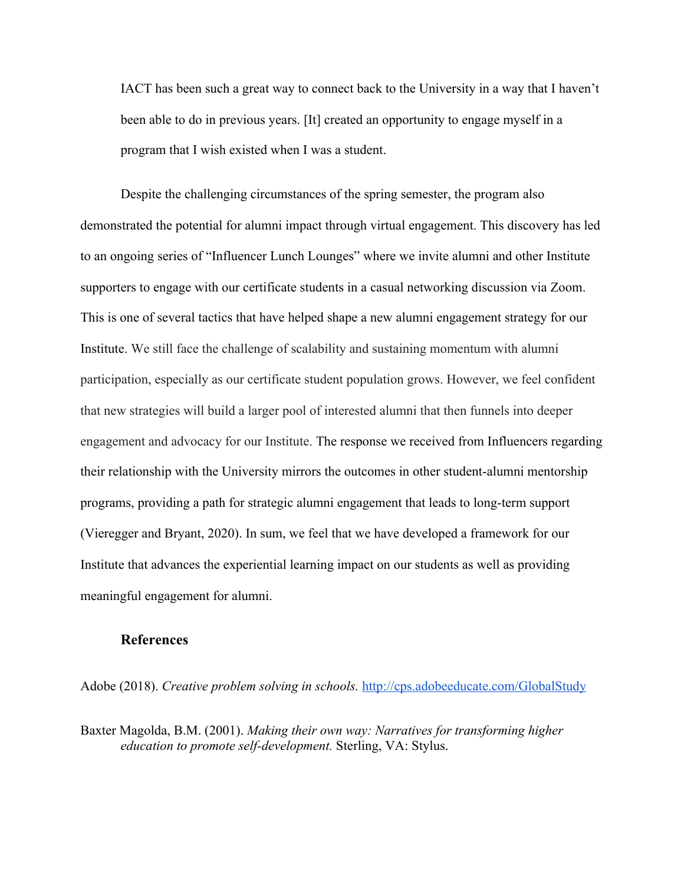> IACT has been such a great way to connect back to the University in a way that I haven't been able to do in previous years. [It] created an opportunity to engage myself in a program that I wish existed when I was a student.

Despite the challenging circumstances of the spring semester, the program also demonstrated the potential for alumni impact through virtual engagement. This discovery has led to an ongoing series of "Influencer Lunch Lounges" where we invite alumni and other Institute supporters to engage with our certificate students in a casual networking discussion via Zoom. This is one of several tactics that have helped shape a new alumni engagement strategy for our Institute. We still face the challenge of scalability and sustaining momentum with alumni participation, especially as our certificate student population grows. However, we feel confident that new strategies will build a larger pool of interested alumni that then funnels into deeper engagement and advocacy for our Institute. The response we received from Influencers regarding their relationship with the University mirrors the outcomes in other student-alumni mentorship programs, providing a path for strategic alumni engagement that leads to long-term support (Vieregger and Bryant, 2020). In sum, we feel that we have developed a framework for our Institute that advances the experiential learning impact on our students as well as providing meaningful engagement for alumni.

## References

Adobe (2018). *Creative problem solving in schools.* http://cps.adobeeducate.com/GlobalStudy

Baxter Magolda, B.M. (2001). *Making their own way: Narratives for transforming higher education to promote self-development.* Sterling, VA: Stylus.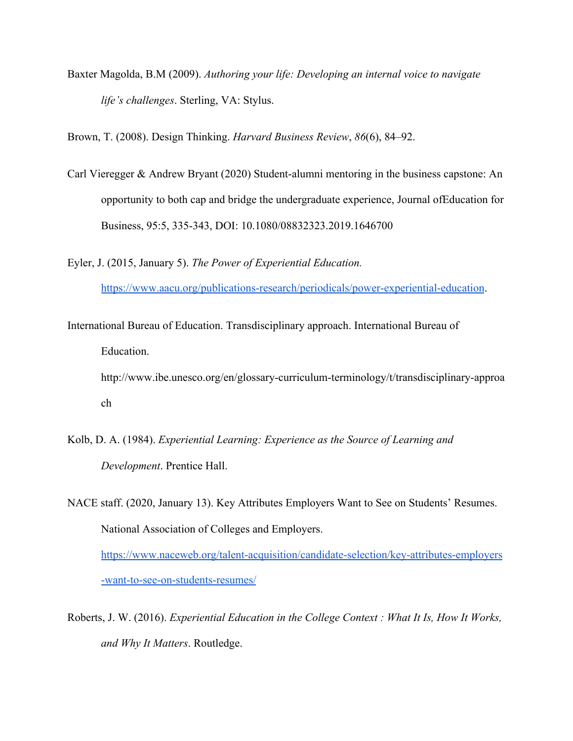Baxter Magolda, B.M (2009). *Authoring your life: Developing an internal voice to navigate life's challenges*. Sterling, VA: Stylus.

Brown, T. (2008). Design Thinking. *Harvard Business Review*, *86*(6), 84–92.

Carl Vieregger & Andrew Bryant (2020) Student-alumni mentoring in the business capstone: An opportunity to both cap and bridge the undergraduate experience, Journal ofEducation for Business, 95:5, 335-343, DOI: 10.1080/08832323.2019.1646700

Eyler, J. (2015, January 5). *The Power of Experiential Education.* https://www.aacu.org/publications-research/periodicals/power-experiential-education.

International Bureau of Education. Transdisciplinary approach. International Bureau of Education. http://www.ibe.unesco.org/en/glossary-curriculum-terminology/t/transdisciplinary-approach

Kolb, D. A. (1984). *Experiential Learning: Experience as the Source of Learning and Development*. Prentice Hall.

NACE staff. (2020, January 13). Key Attributes Employers Want to See on Students' Resumes. National Association of Colleges and Employers. https://www.naceweb.org/talent-acquisition/candidate-selection/key-attributes-employers-want-to-see-on-students-resumes/

Roberts, J. W. (2016). *Experiential Education in the College Context : What It Is, How It Works, and Why It Matters*. Routledge.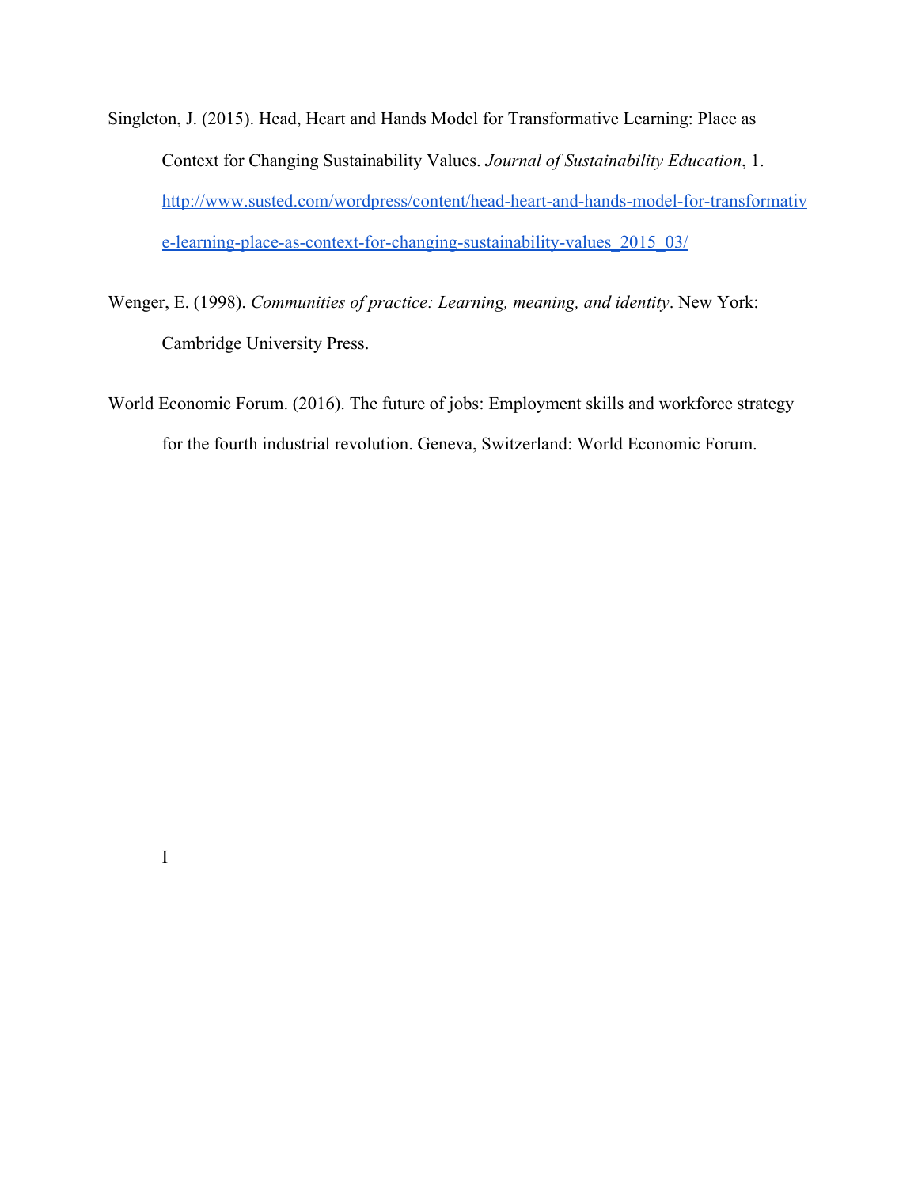Singleton, J. (2015). Head, Heart and Hands Model for Transformative Learning: Place as Context for Changing Sustainability Values. *Journal of Sustainability Education*, 1. http://www.susted.com/wordpress/content/head-heart-and-hands-model-for-transformative-learning-place-as-context-for-changing-sustainability-values_2015_03/

Wenger, E. (1998). *Communities of practice: Learning, meaning, and identity*. New York: Cambridge University Press.

World Economic Forum. (2016). The future of jobs: Employment skills and workforce strategy for the fourth industrial revolution. Geneva, Switzerland: World Economic Forum.

I